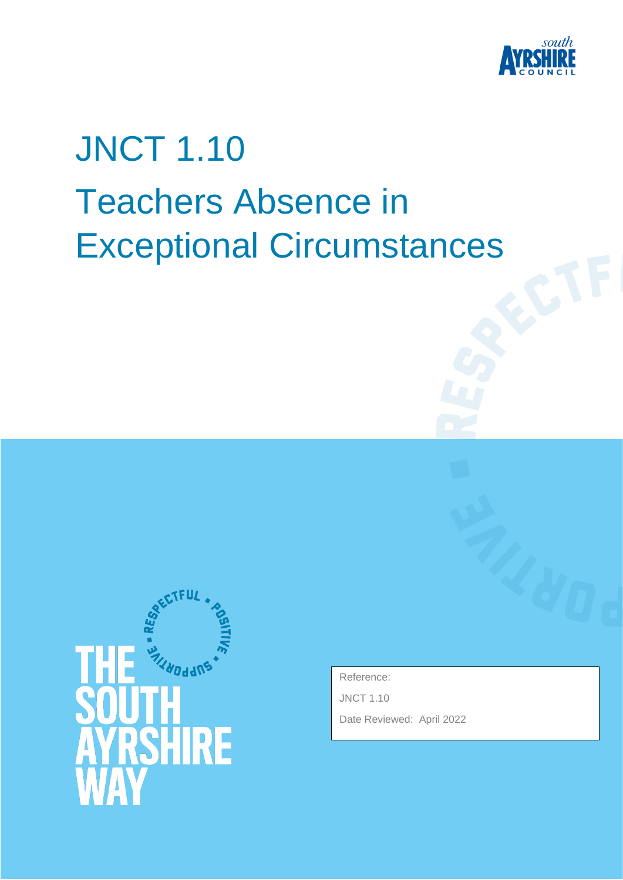# JNCT 1.10

# Teachers Absence in Exceptional Circumstances

Reference:

JNCT 1.10

Date Reviewed: April 2022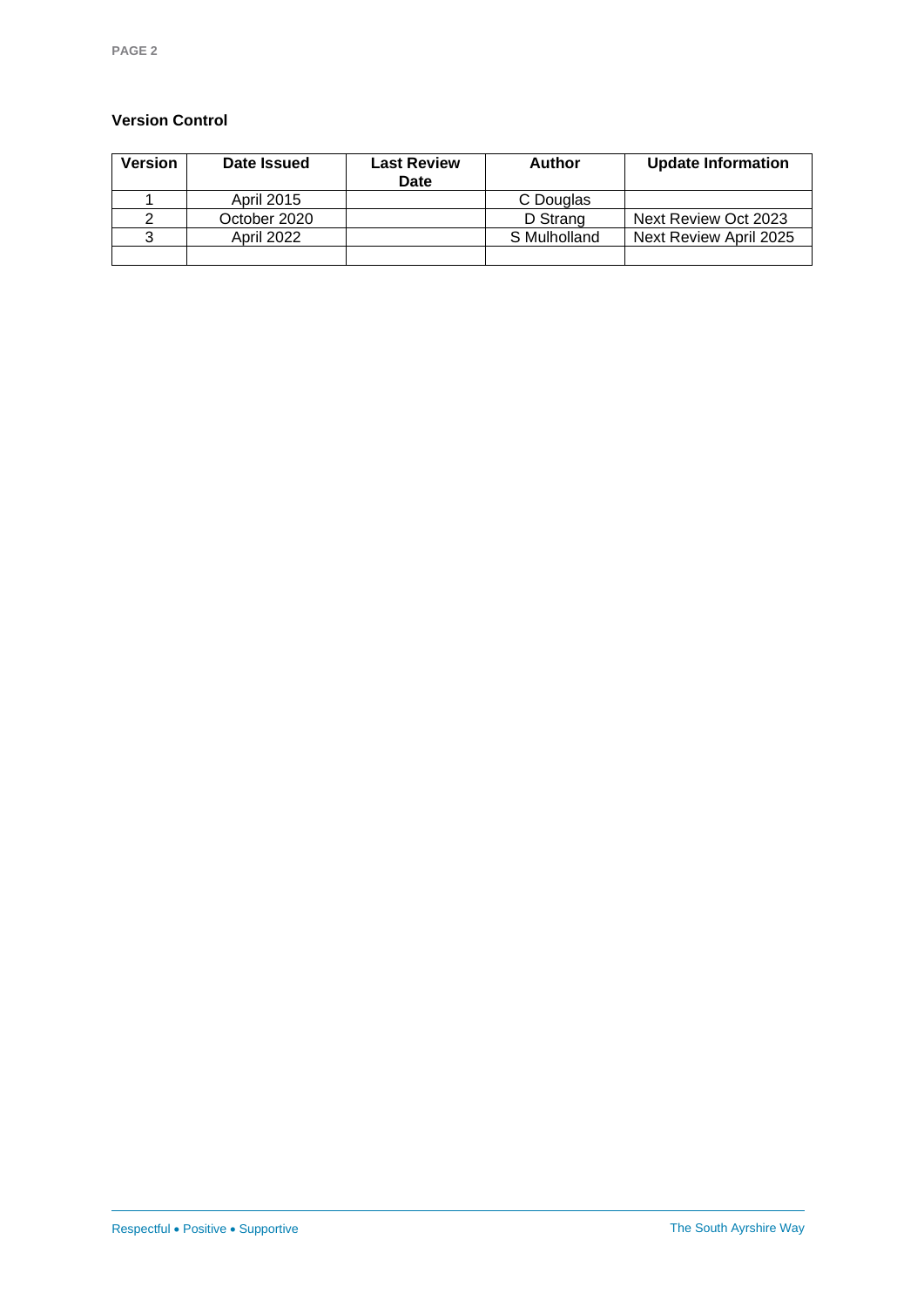**Version Control**

| Version | Date Issued | Last Review Date | Author | Update Information |
|---|---|---|---|---|
| 1 | April 2015 | | C Douglas | |
| 2 | October 2020 | | D Strang | Next Review Oct 2023 |
| 3 | April 2022 | | S Mulholland | Next Review April 2025 |
| | | | | |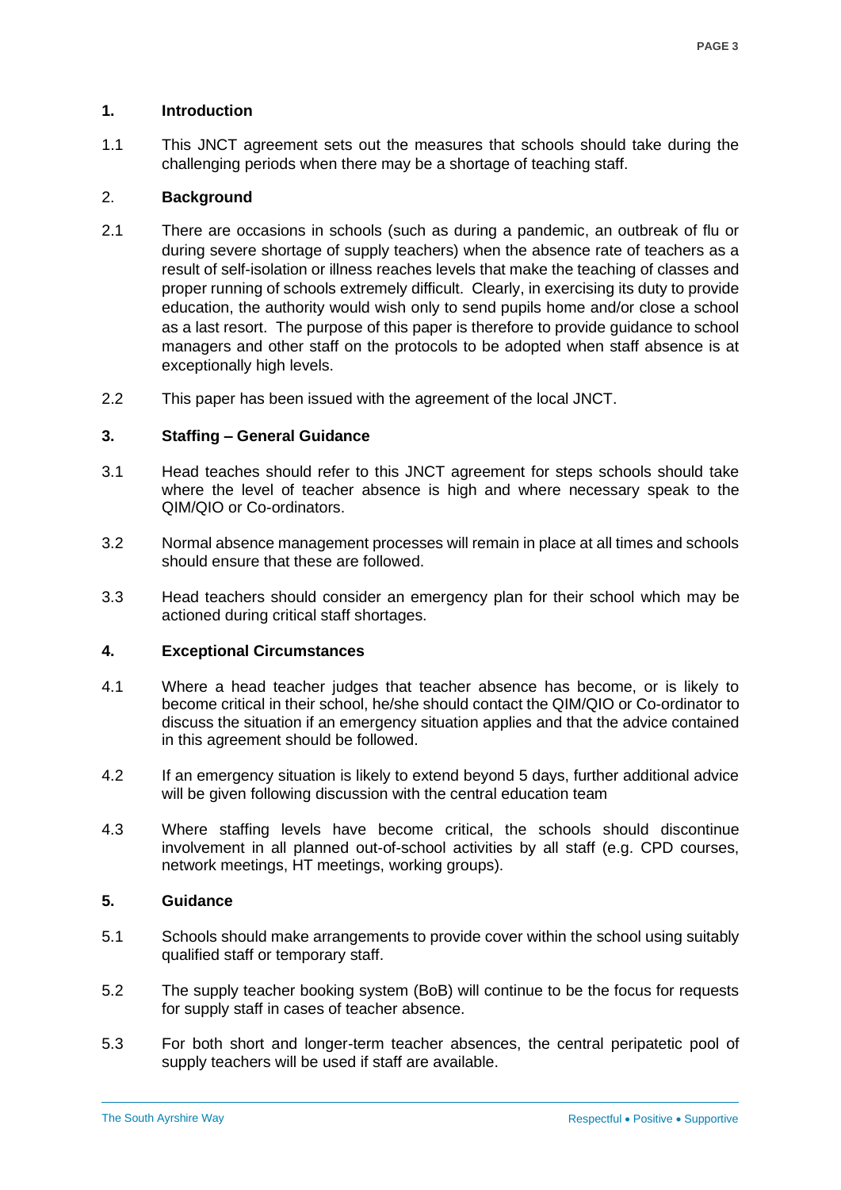## 1. Introduction

1.1 This JNCT agreement sets out the measures that schools should take during the challenging periods when there may be a shortage of teaching staff.

## 2. Background

2.1 There are occasions in schools (such as during a pandemic, an outbreak of flu or during severe shortage of supply teachers) when the absence rate of teachers as a result of self-isolation or illness reaches levels that make the teaching of classes and proper running of schools extremely difficult. Clearly, in exercising its duty to provide education, the authority would wish only to send pupils home and/or close a school as a last resort. The purpose of this paper is therefore to provide guidance to school managers and other staff on the protocols to be adopted when staff absence is at exceptionally high levels.

2.2 This paper has been issued with the agreement of the local JNCT.

## 3. Staffing – General Guidance

3.1 Head teaches should refer to this JNCT agreement for steps schools should take where the level of teacher absence is high and where necessary speak to the QIM/QIO or Co-ordinators.

3.2 Normal absence management processes will remain in place at all times and schools should ensure that these are followed.

3.3 Head teachers should consider an emergency plan for their school which may be actioned during critical staff shortages.

## 4. Exceptional Circumstances

4.1 Where a head teacher judges that teacher absence has become, or is likely to become critical in their school, he/she should contact the QIM/QIO or Co-ordinator to discuss the situation if an emergency situation applies and that the advice contained in this agreement should be followed.

4.2 If an emergency situation is likely to extend beyond 5 days, further additional advice will be given following discussion with the central education team

4.3 Where staffing levels have become critical, the schools should discontinue involvement in all planned out-of-school activities by all staff (e.g. CPD courses, network meetings, HT meetings, working groups).

## 5. Guidance

5.1 Schools should make arrangements to provide cover within the school using suitably qualified staff or temporary staff.

5.2 The supply teacher booking system (BoB) will continue to be the focus for requests for supply staff in cases of teacher absence.

5.3 For both short and longer-term teacher absences, the central peripatetic pool of supply teachers will be used if staff are available.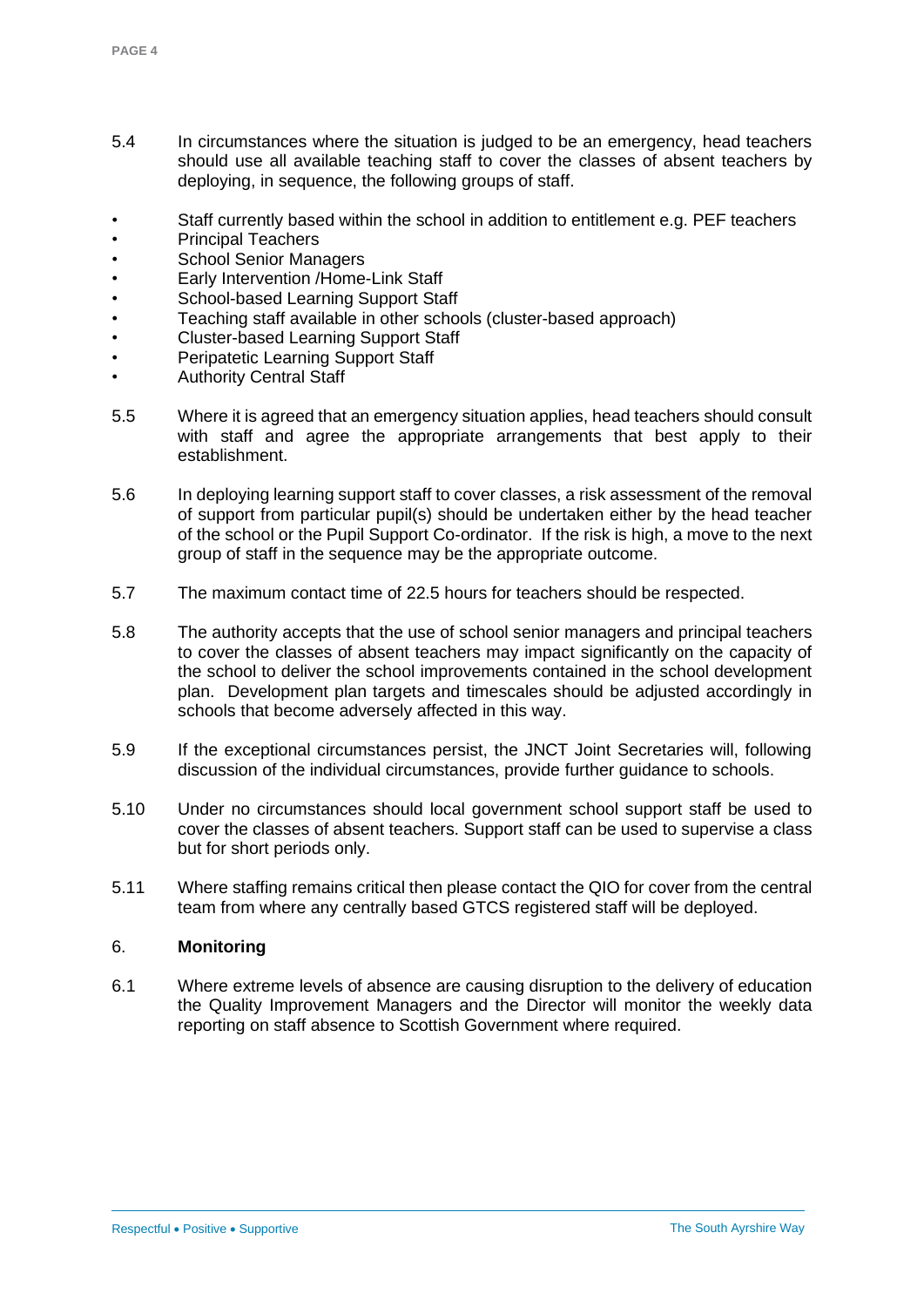5.4 In circumstances where the situation is judged to be an emergency, head teachers should use all available teaching staff to cover the classes of absent teachers by deploying, in sequence, the following groups of staff.

- Staff currently based within the school in addition to entitlement e.g. PEF teachers
- Principal Teachers
- School Senior Managers
- Early Intervention /Home-Link Staff
- School-based Learning Support Staff
- Teaching staff available in other schools (cluster-based approach)
- Cluster-based Learning Support Staff
- Peripatetic Learning Support Staff
- Authority Central Staff

5.5 Where it is agreed that an emergency situation applies, head teachers should consult with staff and agree the appropriate arrangements that best apply to their establishment.

5.6 In deploying learning support staff to cover classes, a risk assessment of the removal of support from particular pupil(s) should be undertaken either by the head teacher of the school or the Pupil Support Co-ordinator. If the risk is high, a move to the next group of staff in the sequence may be the appropriate outcome.

5.7 The maximum contact time of 22.5 hours for teachers should be respected.

5.8 The authority accepts that the use of school senior managers and principal teachers to cover the classes of absent teachers may impact significantly on the capacity of the school to deliver the school improvements contained in the school development plan. Development plan targets and timescales should be adjusted accordingly in schools that become adversely affected in this way.

5.9 If the exceptional circumstances persist, the JNCT Joint Secretaries will, following discussion of the individual circumstances, provide further guidance to schools.

5.10 Under no circumstances should local government school support staff be used to cover the classes of absent teachers. Support staff can be used to supervise a class but for short periods only.

5.11 Where staffing remains critical then please contact the QIO for cover from the central team from where any centrally based GTCS registered staff will be deployed.

## 6. Monitoring

6.1 Where extreme levels of absence are causing disruption to the delivery of education the Quality Improvement Managers and the Director will monitor the weekly data reporting on staff absence to Scottish Government where required.